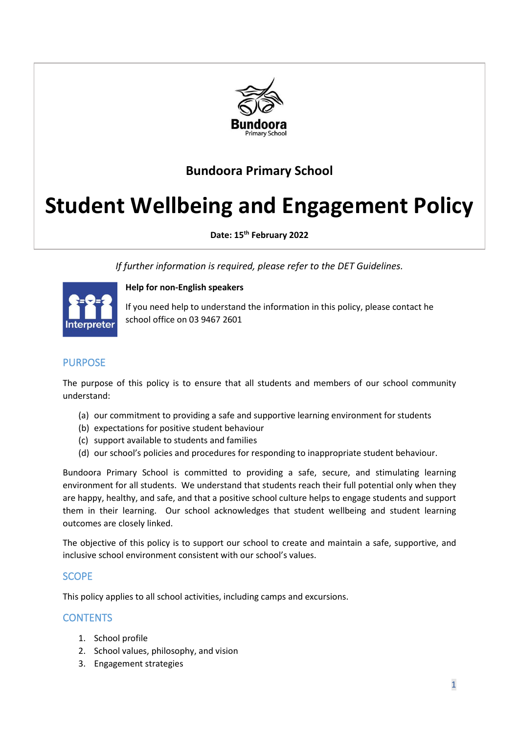Bundoora Primary School

# Student Wellbeing and Engagement Policy

**Date: 15th February 2022**

*If further information is required, please refer to the DET Guidelines.*

**Help for non-English speakers**

If you need help to understand the information in this policy, please contact he school office on 03 9467 2601

## PURPOSE

The purpose of this policy is to ensure that all students and members of our school community understand:

(a) our commitment to providing a safe and supportive learning environment for students
(b) expectations for positive student behaviour
(c) support available to students and families
(d) our school's policies and procedures for responding to inappropriate student behaviour.

Bundoora Primary School is committed to providing a safe, secure, and stimulating learning environment for all students. We understand that students reach their full potential only when they are happy, healthy, and safe, and that a positive school culture helps to engage students and support them in their learning. Our school acknowledges that student wellbeing and student learning outcomes are closely linked.

The objective of this policy is to support our school to create and maintain a safe, supportive, and inclusive school environment consistent with our school's values.

## SCOPE

This policy applies to all school activities, including camps and excursions.

## CONTENTS

1. School profile
2. School values, philosophy, and vision
3. Engagement strategies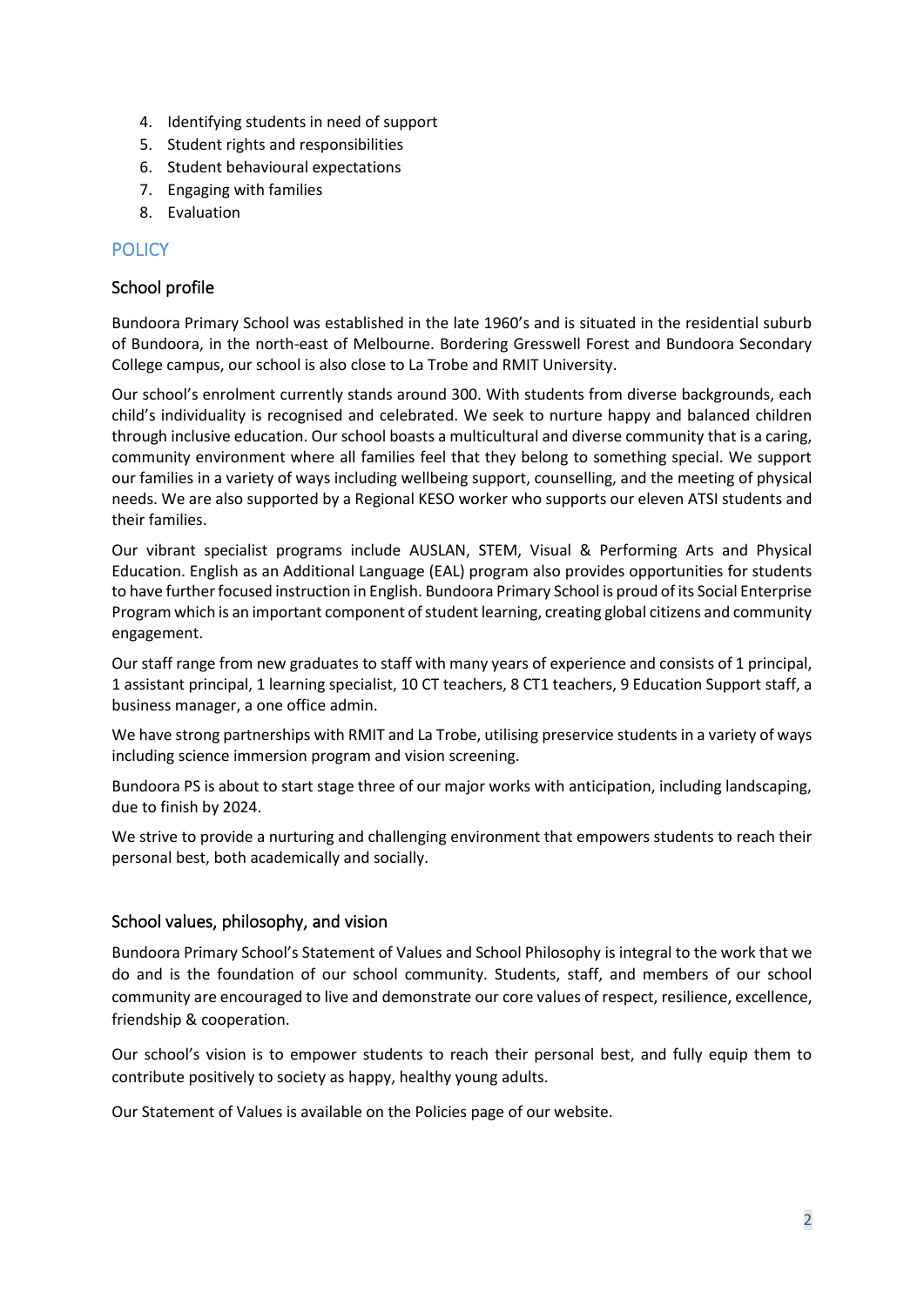4. Identifying students in need of support
5. Student rights and responsibilities
6. Student behavioural expectations
7. Engaging with families
8. Evaluation

## POLICY

### School profile

Bundoora Primary School was established in the late 1960's and is situated in the residential suburb of Bundoora, in the north-east of Melbourne. Bordering Gresswell Forest and Bundoora Secondary College campus, our school is also close to La Trobe and RMIT University.

Our school's enrolment currently stands around 300. With students from diverse backgrounds, each child's individuality is recognised and celebrated. We seek to nurture happy and balanced children through inclusive education. Our school boasts a multicultural and diverse community that is a caring, community environment where all families feel that they belong to something special. We support our families in a variety of ways including wellbeing support, counselling, and the meeting of physical needs. We are also supported by a Regional KESO worker who supports our eleven ATSI students and their families.

Our vibrant specialist programs include AUSLAN, STEM, Visual & Performing Arts and Physical Education. English as an Additional Language (EAL) program also provides opportunities for students to have further focused instruction in English. Bundoora Primary School is proud of its Social Enterprise Program which is an important component of student learning, creating global citizens and community engagement.

Our staff range from new graduates to staff with many years of experience and consists of 1 principal, 1 assistant principal, 1 learning specialist, 10 CT teachers, 8 CT1 teachers, 9 Education Support staff, a business manager, a one office admin.

We have strong partnerships with RMIT and La Trobe, utilising preservice students in a variety of ways including science immersion program and vision screening.

Bundoora PS is about to start stage three of our major works with anticipation, including landscaping, due to finish by 2024.

We strive to provide a nurturing and challenging environment that empowers students to reach their personal best, both academically and socially.

### School values, philosophy, and vision

Bundoora Primary School's Statement of Values and School Philosophy is integral to the work that we do and is the foundation of our school community. Students, staff, and members of our school community are encouraged to live and demonstrate our core values of respect, resilience, excellence, friendship & cooperation.

Our school's vision is to empower students to reach their personal best, and fully equip them to contribute positively to society as happy, healthy young adults.

Our Statement of Values is available on the Policies page of our website.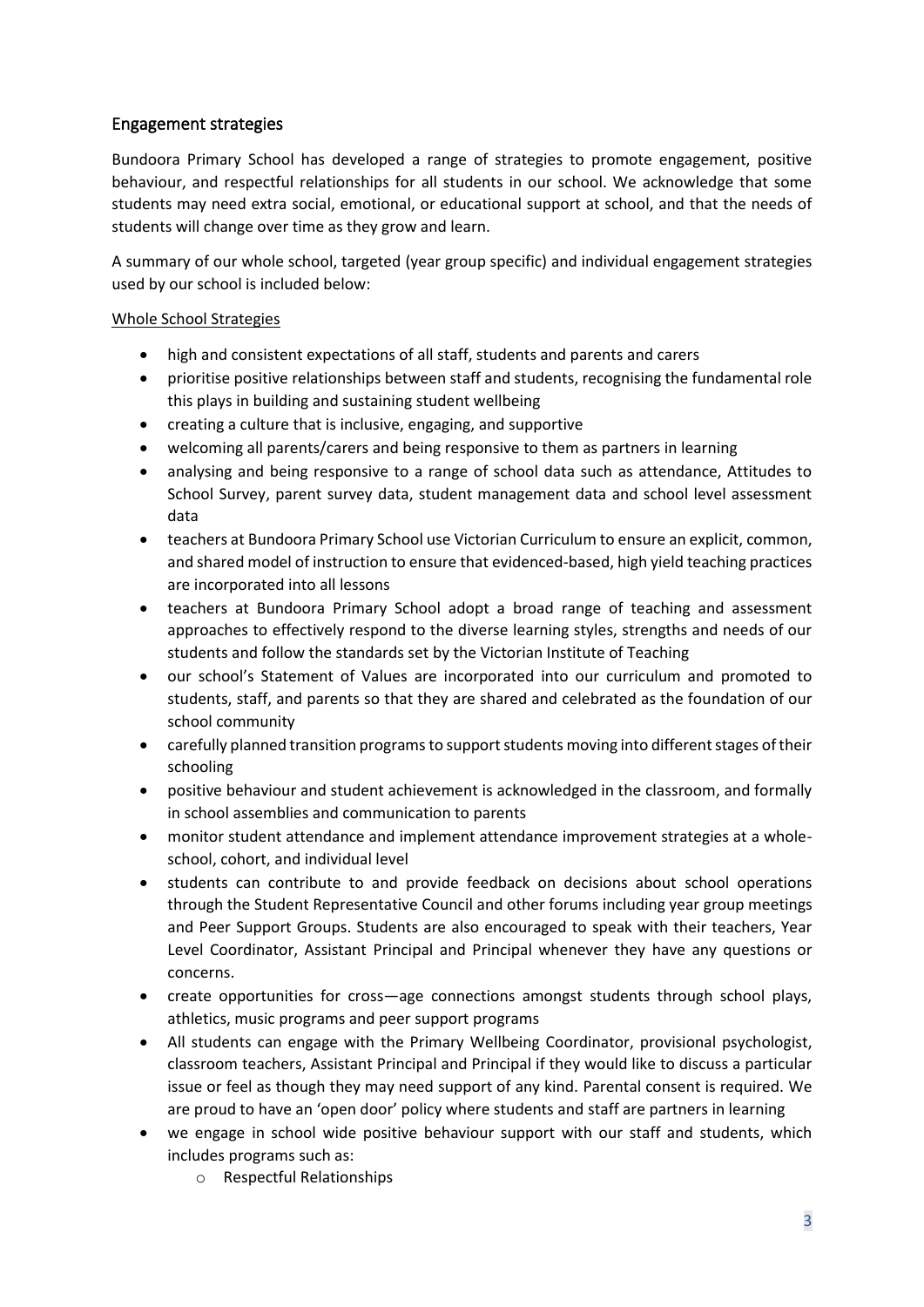## Engagement strategies

Bundoora Primary School has developed a range of strategies to promote engagement, positive behaviour, and respectful relationships for all students in our school. We acknowledge that some students may need extra social, emotional, or educational support at school, and that the needs of students will change over time as they grow and learn.

A summary of our whole school, targeted (year group specific) and individual engagement strategies used by our school is included below:

Whole School Strategies

- high and consistent expectations of all staff, students and parents and carers
- prioritise positive relationships between staff and students, recognising the fundamental role this plays in building and sustaining student wellbeing
- creating a culture that is inclusive, engaging, and supportive
- welcoming all parents/carers and being responsive to them as partners in learning
- analysing and being responsive to a range of school data such as attendance, Attitudes to School Survey, parent survey data, student management data and school level assessment data
- teachers at Bundoora Primary School use Victorian Curriculum to ensure an explicit, common, and shared model of instruction to ensure that evidenced-based, high yield teaching practices are incorporated into all lessons
- teachers at Bundoora Primary School adopt a broad range of teaching and assessment approaches to effectively respond to the diverse learning styles, strengths and needs of our students and follow the standards set by the Victorian Institute of Teaching
- our school's Statement of Values are incorporated into our curriculum and promoted to students, staff, and parents so that they are shared and celebrated as the foundation of our school community
- carefully planned transition programs to support students moving into different stages of their schooling
- positive behaviour and student achievement is acknowledged in the classroom, and formally in school assemblies and communication to parents
- monitor student attendance and implement attendance improvement strategies at a whole-school, cohort, and individual level
- students can contribute to and provide feedback on decisions about school operations through the Student Representative Council and other forums including year group meetings and Peer Support Groups. Students are also encouraged to speak with their teachers, Year Level Coordinator, Assistant Principal and Principal whenever they have any questions or concerns.
- create opportunities for cross—age connections amongst students through school plays, athletics, music programs and peer support programs
- All students can engage with the Primary Wellbeing Coordinator, provisional psychologist, classroom teachers, Assistant Principal and Principal if they would like to discuss a particular issue or feel as though they may need support of any kind. Parental consent is required. We are proud to have an 'open door' policy where students and staff are partners in learning
- we engage in school wide positive behaviour support with our staff and students, which includes programs such as:
  - Respectful Relationships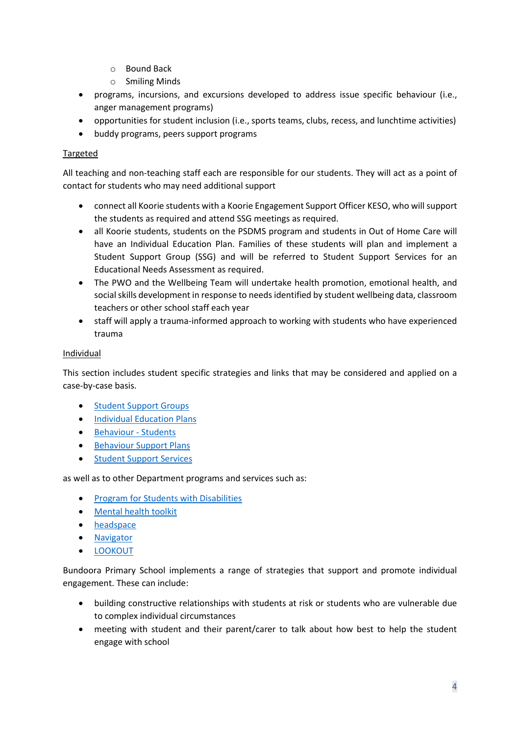- Bound Back
  - Smiling Minds
- programs, incursions, and excursions developed to address issue specific behaviour (i.e., anger management programs)
- opportunities for student inclusion (i.e., sports teams, clubs, recess, and lunchtime activities)
- buddy programs, peers support programs

<u>Targeted</u>

All teaching and non-teaching staff each are responsible for our students. They will act as a point of contact for students who may need additional support

- connect all Koorie students with a Koorie Engagement Support Officer KESO, who will support the students as required and attend SSG meetings as required.
- all Koorie students, students on the PSDMS program and students in Out of Home Care will have an Individual Education Plan. Families of these students will plan and implement a Student Support Group (SSG) and will be referred to Student Support Services for an Educational Needs Assessment as required.
- The PWO and the Wellbeing Team will undertake health promotion, emotional health, and social skills development in response to needs identified by student wellbeing data, classroom teachers or other school staff each year
- staff will apply a trauma-informed approach to working with students who have experienced trauma

<u>Individual</u>

This section includes student specific strategies and links that may be considered and applied on a case-by-case basis.

- Student Support Groups
- Individual Education Plans
- Behaviour - Students
- Behaviour Support Plans
- Student Support Services

as well as to other Department programs and services such as:

- Program for Students with Disabilities
- Mental health toolkit
- headspace
- Navigator
- LOOKOUT

Bundoora Primary School implements a range of strategies that support and promote individual engagement. These can include:

- building constructive relationships with students at risk or students who are vulnerable due to complex individual circumstances
- meeting with student and their parent/carer to talk about how best to help the student engage with school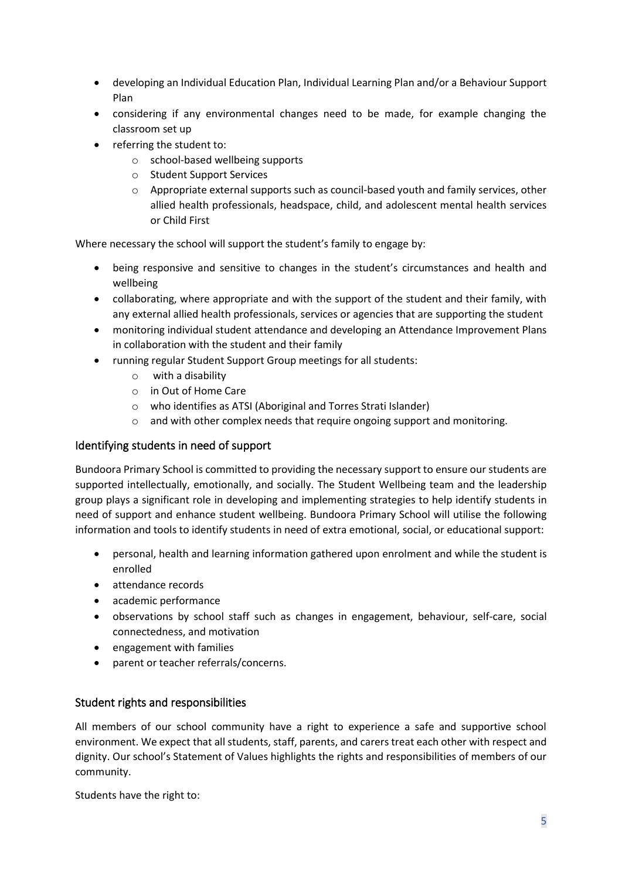- developing an Individual Education Plan, Individual Learning Plan and/or a Behaviour Support Plan
- considering if any environmental changes need to be made, for example changing the classroom set up
- referring the student to:
    - school-based wellbeing supports
    - Student Support Services
    - Appropriate external supports such as council-based youth and family services, other allied health professionals, headspace, child, and adolescent mental health services or Child First

Where necessary the school will support the student's family to engage by:

- being responsive and sensitive to changes in the student's circumstances and health and wellbeing
- collaborating, where appropriate and with the support of the student and their family, with any external allied health professionals, services or agencies that are supporting the student
- monitoring individual student attendance and developing an Attendance Improvement Plans in collaboration with the student and their family
- running regular Student Support Group meetings for all students:
    - with a disability
    - in Out of Home Care
    - who identifies as ATSI (Aboriginal and Torres Strati Islander)
    - and with other complex needs that require ongoing support and monitoring.

## Identifying students in need of support

Bundoora Primary School is committed to providing the necessary support to ensure our students are supported intellectually, emotionally, and socially. The Student Wellbeing team and the leadership group plays a significant role in developing and implementing strategies to help identify students in need of support and enhance student wellbeing. Bundoora Primary School will utilise the following information and tools to identify students in need of extra emotional, social, or educational support:

- personal, health and learning information gathered upon enrolment and while the student is enrolled
- attendance records
- academic performance
- observations by school staff such as changes in engagement, behaviour, self-care, social connectedness, and motivation
- engagement with families
- parent or teacher referrals/concerns.

## Student rights and responsibilities

All members of our school community have a right to experience a safe and supportive school environment. We expect that all students, staff, parents, and carers treat each other with respect and dignity. Our school's Statement of Values highlights the rights and responsibilities of members of our community.

Students have the right to: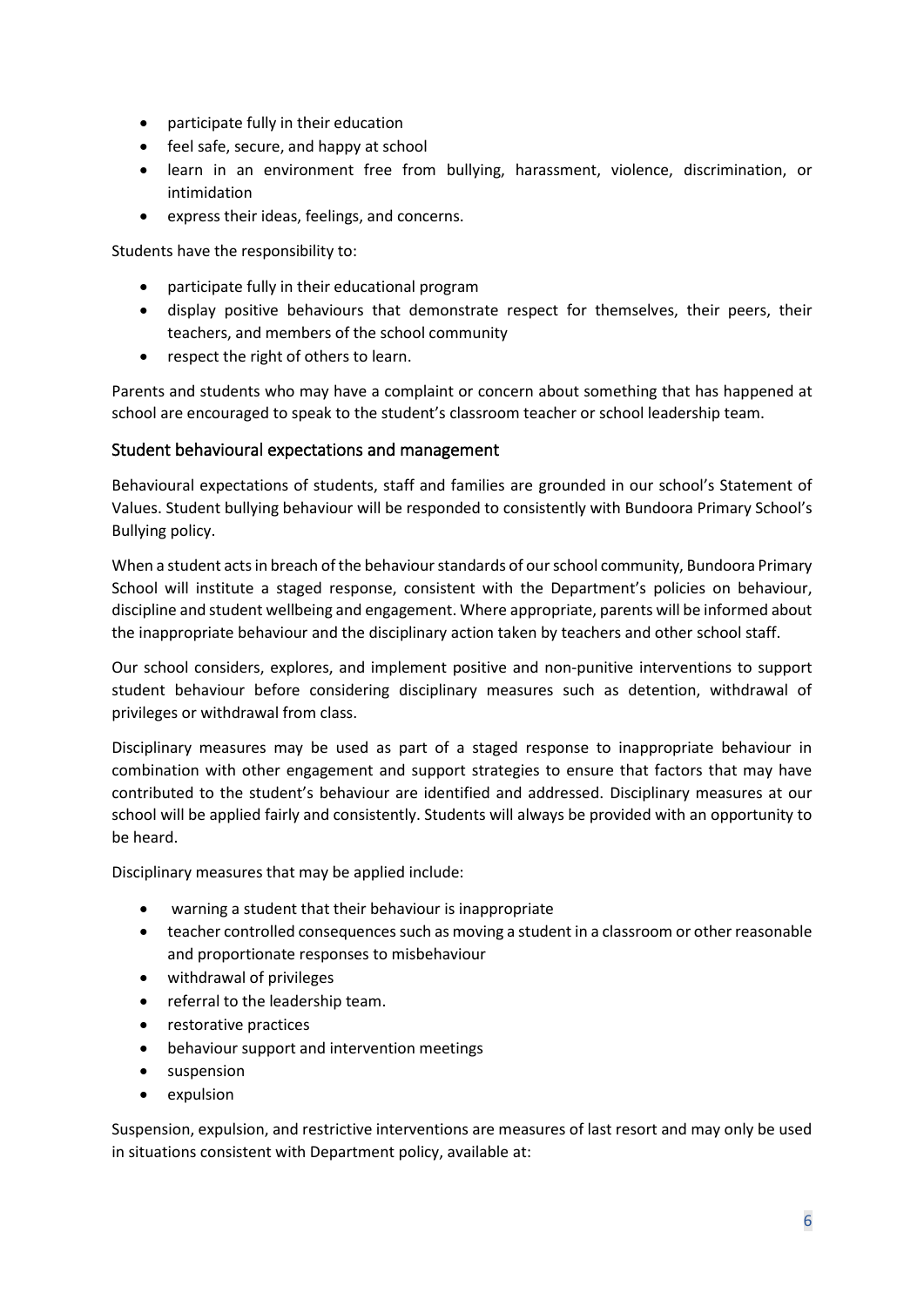- participate fully in their education
- feel safe, secure, and happy at school
- learn in an environment free from bullying, harassment, violence, discrimination, or intimidation
- express their ideas, feelings, and concerns.

Students have the responsibility to:

- participate fully in their educational program
- display positive behaviours that demonstrate respect for themselves, their peers, their teachers, and members of the school community
- respect the right of others to learn.

Parents and students who may have a complaint or concern about something that has happened at school are encouraged to speak to the student's classroom teacher or school leadership team.

## Student behavioural expectations and management

Behavioural expectations of students, staff and families are grounded in our school's Statement of Values. Student bullying behaviour will be responded to consistently with Bundoora Primary School's Bullying policy.

When a student acts in breach of the behaviour standards of our school community, Bundoora Primary School will institute a staged response, consistent with the Department's policies on behaviour, discipline and student wellbeing and engagement. Where appropriate, parents will be informed about the inappropriate behaviour and the disciplinary action taken by teachers and other school staff.

Our school considers, explores, and implement positive and non-punitive interventions to support student behaviour before considering disciplinary measures such as detention, withdrawal of privileges or withdrawal from class.

Disciplinary measures may be used as part of a staged response to inappropriate behaviour in combination with other engagement and support strategies to ensure that factors that may have contributed to the student's behaviour are identified and addressed. Disciplinary measures at our school will be applied fairly and consistently. Students will always be provided with an opportunity to be heard.

Disciplinary measures that may be applied include:

- warning a student that their behaviour is inappropriate
- teacher controlled consequences such as moving a student in a classroom or other reasonable and proportionate responses to misbehaviour
- withdrawal of privileges
- referral to the leadership team.
- restorative practices
- behaviour support and intervention meetings
- suspension
- expulsion

Suspension, expulsion, and restrictive interventions are measures of last resort and may only be used in situations consistent with Department policy, available at: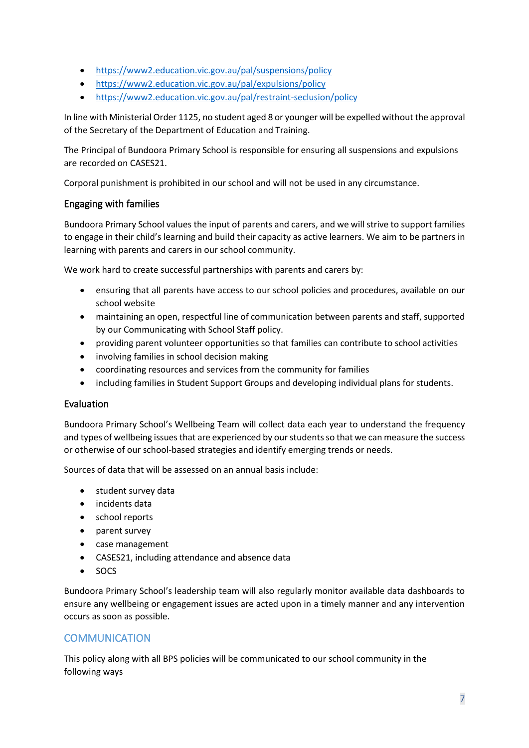- https://www2.education.vic.gov.au/pal/suspensions/policy
- https://www2.education.vic.gov.au/pal/expulsions/policy
- https://www2.education.vic.gov.au/pal/restraint-seclusion/policy

In line with Ministerial Order 1125, no student aged 8 or younger will be expelled without the approval of the Secretary of the Department of Education and Training.

The Principal of Bundoora Primary School is responsible for ensuring all suspensions and expulsions are recorded on CASES21.

Corporal punishment is prohibited in our school and will not be used in any circumstance.

### Engaging with families

Bundoora Primary School values the input of parents and carers, and we will strive to support families to engage in their child's learning and build their capacity as active learners. We aim to be partners in learning with parents and carers in our school community.

We work hard to create successful partnerships with parents and carers by:

- ensuring that all parents have access to our school policies and procedures, available on our school website
- maintaining an open, respectful line of communication between parents and staff, supported by our Communicating with School Staff policy.
- providing parent volunteer opportunities so that families can contribute to school activities
- involving families in school decision making
- coordinating resources and services from the community for families
- including families in Student Support Groups and developing individual plans for students.

### Evaluation

Bundoora Primary School's Wellbeing Team will collect data each year to understand the frequency and types of wellbeing issues that are experienced by our students so that we can measure the success or otherwise of our school-based strategies and identify emerging trends or needs.

Sources of data that will be assessed on an annual basis include:

- student survey data
- incidents data
- school reports
- parent survey
- case management
- CASES21, including attendance and absence data
- SOCS

Bundoora Primary School's leadership team will also regularly monitor available data dashboards to ensure any wellbeing or engagement issues are acted upon in a timely manner and any intervention occurs as soon as possible.

## COMMUNICATION

This policy along with all BPS policies will be communicated to our school community in the following ways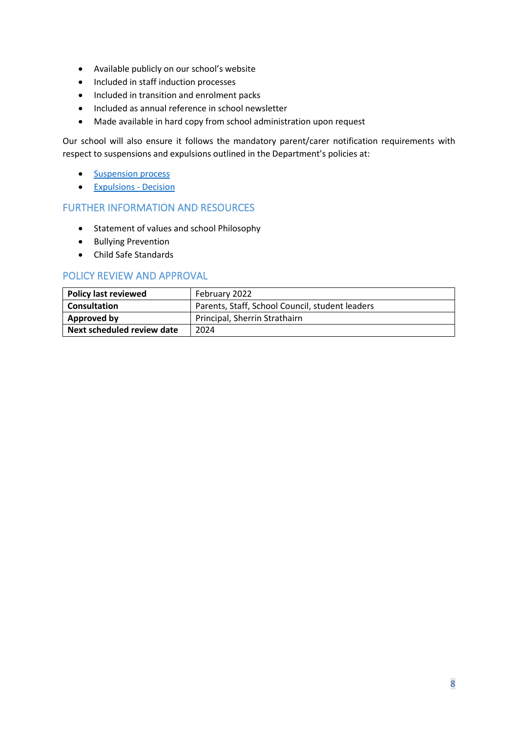- Available publicly on our school's website
- Included in staff induction processes
- Included in transition and enrolment packs
- Included as annual reference in school newsletter
- Made available in hard copy from school administration upon request

Our school will also ensure it follows the mandatory parent/carer notification requirements with respect to suspensions and expulsions outlined in the Department's policies at:

- Suspension process
- Expulsions - Decision

## FURTHER INFORMATION AND RESOURCES

- Statement of values and school Philosophy
- Bullying Prevention
- Child Safe Standards

## POLICY REVIEW AND APPROVAL

| | |
|---|---|
| **Policy last reviewed** | February 2022 |
| **Consultation** | Parents, Staff, School Council, student leaders |
| **Approved by** | Principal, Sherrin Strathairn |
| **Next scheduled review date** | 2024 |